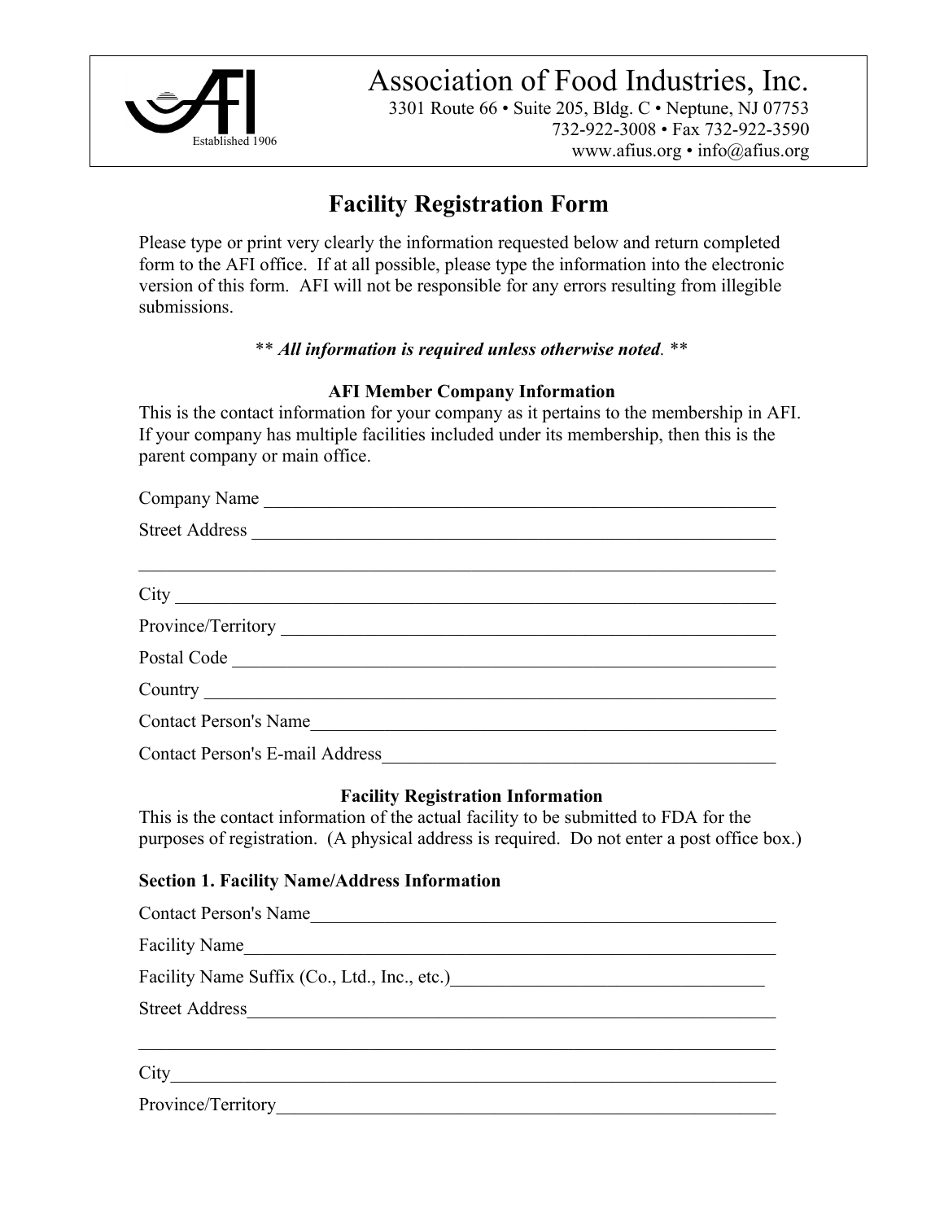# Association of Food Industries, Inc.

Established 1906

3301 Route 66 • Suite 205, Bldg. C • Neptune, NJ 07753
732-922-3008 • Fax 732-922-3590
www.afius.org • info@afius.org

## Facility Registration Form

Please type or print very clearly the information requested below and return completed form to the AFI office. If at all possible, please type the information into the electronic version of this form. AFI will not be responsible for any errors resulting from illegible submissions.

** ***All information is required unless otherwise noted*** **

### AFI Member Company Information

This is the contact information for your company as it pertains to the membership in AFI. If your company has multiple facilities included under its membership, then this is the parent company or main office.

Company Name ____________________________________________

Street Address ____________________________________________

____________________________________________

City ____________________________________________

Province/Territory ____________________________________________

Postal Code ____________________________________________

Country ____________________________________________

Contact Person's Name ____________________________________________

Contact Person's E-mail Address ____________________________________________

### Facility Registration Information

This is the contact information of the actual facility to be submitted to FDA for the purposes of registration. (A physical address is required. Do not enter a post office box.)

**Section 1. Facility Name/Address Information**

Contact Person's Name ____________________________________________

Facility Name ____________________________________________

Facility Name Suffix (Co., Ltd., Inc., etc.) ____________________________________________

Street Address ____________________________________________

____________________________________________

City ____________________________________________

Province/Territory ____________________________________________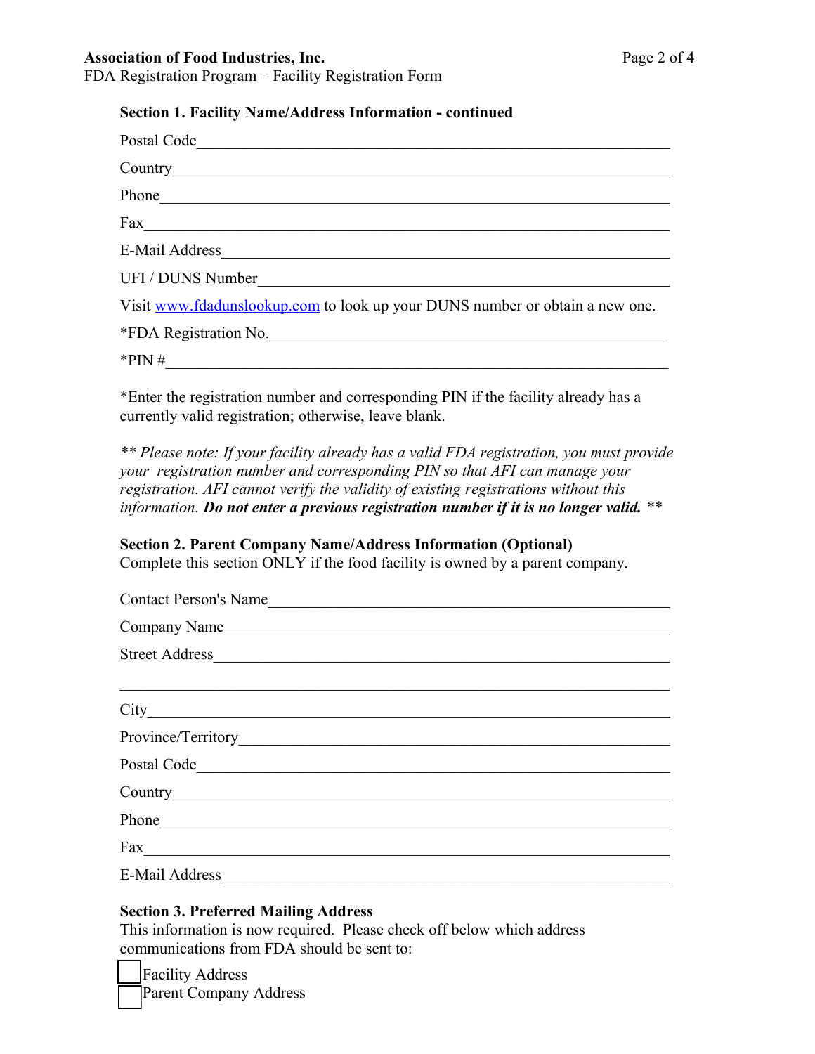**Section 1. Facility Name/Address Information - continued**

Postal Code\_\_\_\_\_\_\_\_\_\_\_\_\_\_\_\_\_\_\_\_\_\_\_\_\_\_\_\_\_\_\_\_\_\_\_\_\_\_\_\_

Country\_\_\_\_\_\_\_\_\_\_\_\_\_\_\_\_\_\_\_\_\_\_\_\_\_\_\_\_\_\_\_\_\_\_\_\_\_\_\_\_

Phone\_\_\_\_\_\_\_\_\_\_\_\_\_\_\_\_\_\_\_\_\_\_\_\_\_\_\_\_\_\_\_\_\_\_\_\_\_\_\_\_

Fax\_\_\_\_\_\_\_\_\_\_\_\_\_\_\_\_\_\_\_\_\_\_\_\_\_\_\_\_\_\_\_\_\_\_\_\_\_\_\_\_

E-Mail Address\_\_\_\_\_\_\_\_\_\_\_\_\_\_\_\_\_\_\_\_\_\_\_\_\_\_\_\_\_\_\_\_\_\_\_\_\_\_\_\_

UFI / DUNS Number\_\_\_\_\_\_\_\_\_\_\_\_\_\_\_\_\_\_\_\_\_\_\_\_\_\_\_\_\_\_\_\_\_\_\_\_\_\_\_\_

Visit [www.fdadunslookup.com](http://www.fdadunslookup.com) to look up your DUNS number or obtain a new one.

*FDA Registration No.\_\_\_\_\_\_\_\_\_\_\_\_\_\_\_\_\_\_\_\_\_\_\_\_\_\_\_\_\_\_\_\_\_\_\_\_\_\_\_\_

*PIN #\_\_\_\_\_\_\_\_\_\_\_\_\_\_\_\_\_\_\_\_\_\_\_\_\_\_\_\_\_\_\_\_\_\_\_\_\_\_\_\_

*Enter the registration number and corresponding PIN if the facility already has a currently valid registration; otherwise, leave blank.

*\*\* Please note: If your facility already has a valid FDA registration, you must provide your registration number and corresponding PIN so that AFI can manage your registration. AFI cannot verify the validity of existing registrations without this information.* ***Do not enter a previous registration number if it is no longer valid.*** *\*\**

**Section 2. Parent Company Name/Address Information (Optional)**

Complete this section ONLY if the food facility is owned by a parent company.

Contact Person's Name\_\_\_\_\_\_\_\_\_\_\_\_\_\_\_\_\_\_\_\_\_\_\_\_\_\_\_\_\_\_\_\_\_\_\_\_\_\_\_\_

Company Name\_\_\_\_\_\_\_\_\_\_\_\_\_\_\_\_\_\_\_\_\_\_\_\_\_\_\_\_\_\_\_\_\_\_\_\_\_\_\_\_

Street Address\_\_\_\_\_\_\_\_\_\_\_\_\_\_\_\_\_\_\_\_\_\_\_\_\_\_\_\_\_\_\_\_\_\_\_\_\_\_\_\_

\_\_\_\_\_\_\_\_\_\_\_\_\_\_\_\_\_\_\_\_\_\_\_\_\_\_\_\_\_\_\_\_\_\_\_\_\_\_\_\_\_\_\_\_\_\_\_\_

City\_\_\_\_\_\_\_\_\_\_\_\_\_\_\_\_\_\_\_\_\_\_\_\_\_\_\_\_\_\_\_\_\_\_\_\_\_\_\_\_

Province/Territory\_\_\_\_\_\_\_\_\_\_\_\_\_\_\_\_\_\_\_\_\_\_\_\_\_\_\_\_\_\_\_\_\_\_\_\_\_\_\_\_

Postal Code\_\_\_\_\_\_\_\_\_\_\_\_\_\_\_\_\_\_\_\_\_\_\_\_\_\_\_\_\_\_\_\_\_\_\_\_\_\_\_\_

Country\_\_\_\_\_\_\_\_\_\_\_\_\_\_\_\_\_\_\_\_\_\_\_\_\_\_\_\_\_\_\_\_\_\_\_\_\_\_\_\_

Phone\_\_\_\_\_\_\_\_\_\_\_\_\_\_\_\_\_\_\_\_\_\_\_\_\_\_\_\_\_\_\_\_\_\_\_\_\_\_\_\_

Fax\_\_\_\_\_\_\_\_\_\_\_\_\_\_\_\_\_\_\_\_\_\_\_\_\_\_\_\_\_\_\_\_\_\_\_\_\_\_\_\_

E-Mail Address\_\_\_\_\_\_\_\_\_\_\_\_\_\_\_\_\_\_\_\_\_\_\_\_\_\_\_\_\_\_\_\_\_\_\_\_\_\_\_\_

**Section 3. Preferred Mailing Address**

This information is now required. Please check off below which address communications from FDA should be sent to:

☐ Facility Address

☐ Parent Company Address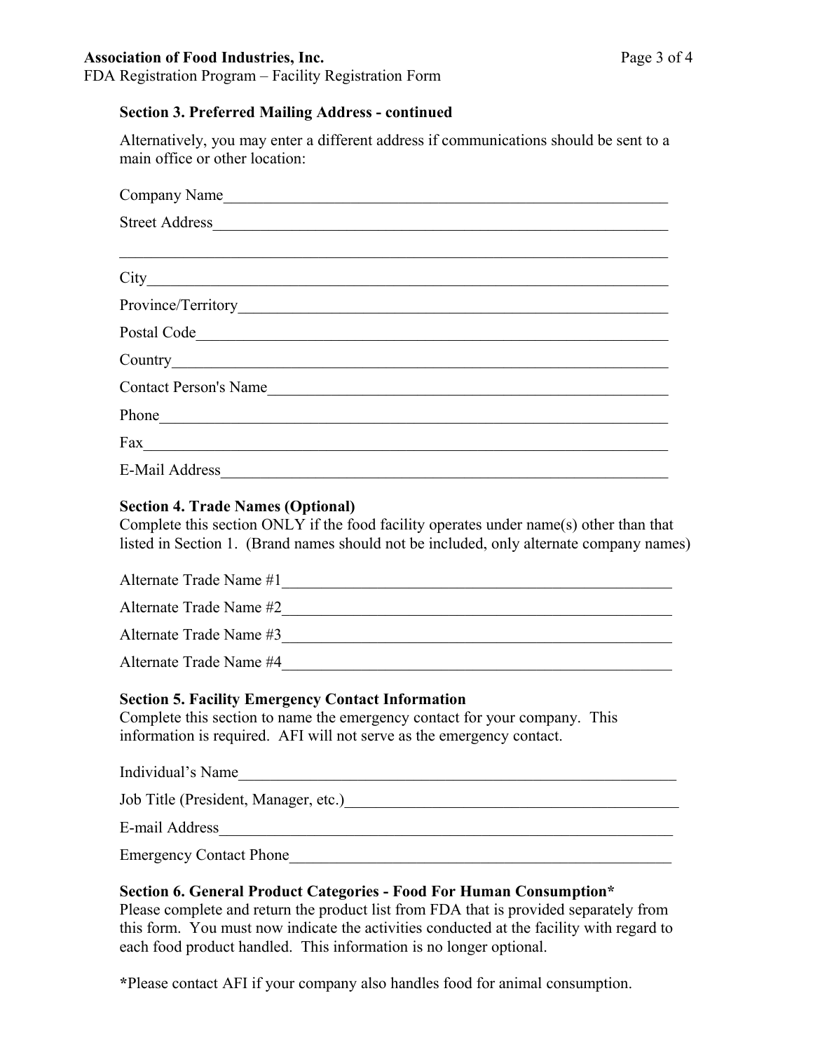**Section 3. Preferred Mailing Address - continued**

Alternatively, you may enter a different address if communications should be sent to a main office or other location:

Company Name\_\_\_\_\_\_\_\_\_\_\_\_\_\_\_\_\_\_\_\_\_\_\_\_\_\_\_\_\_\_\_\_\_\_\_\_\_\_\_\_\_\_\_\_\_\_\_\_

Street Address\_\_\_\_\_\_\_\_\_\_\_\_\_\_\_\_\_\_\_\_\_\_\_\_\_\_\_\_\_\_\_\_\_\_\_\_\_\_\_\_\_\_\_\_\_\_\_\_

\_\_\_\_\_\_\_\_\_\_\_\_\_\_\_\_\_\_\_\_\_\_\_\_\_\_\_\_\_\_\_\_\_\_\_\_\_\_\_\_\_\_\_\_\_\_\_\_\_\_\_\_\_\_\_\_\_\_\_\_

City\_\_\_\_\_\_\_\_\_\_\_\_\_\_\_\_\_\_\_\_\_\_\_\_\_\_\_\_\_\_\_\_\_\_\_\_\_\_\_\_\_\_\_\_\_\_\_\_\_\_\_\_\_\_\_\_

Province/Territory\_\_\_\_\_\_\_\_\_\_\_\_\_\_\_\_\_\_\_\_\_\_\_\_\_\_\_\_\_\_\_\_\_\_\_\_\_\_\_\_\_\_\_\_\_

Postal Code\_\_\_\_\_\_\_\_\_\_\_\_\_\_\_\_\_\_\_\_\_\_\_\_\_\_\_\_\_\_\_\_\_\_\_\_\_\_\_\_\_\_\_\_\_\_\_\_\_\_

Country\_\_\_\_\_\_\_\_\_\_\_\_\_\_\_\_\_\_\_\_\_\_\_\_\_\_\_\_\_\_\_\_\_\_\_\_\_\_\_\_\_\_\_\_\_\_\_\_\_\_\_\_\_

Contact Person's Name\_\_\_\_\_\_\_\_\_\_\_\_\_\_\_\_\_\_\_\_\_\_\_\_\_\_\_\_\_\_\_\_\_\_\_\_\_\_\_\_\_\_

Phone\_\_\_\_\_\_\_\_\_\_\_\_\_\_\_\_\_\_\_\_\_\_\_\_\_\_\_\_\_\_\_\_\_\_\_\_\_\_\_\_\_\_\_\_\_\_\_\_\_\_\_\_\_\_\_

Fax\_\_\_\_\_\_\_\_\_\_\_\_\_\_\_\_\_\_\_\_\_\_\_\_\_\_\_\_\_\_\_\_\_\_\_\_\_\_\_\_\_\_\_\_\_\_\_\_\_\_\_\_\_\_\_\_\_

E-Mail Address\_\_\_\_\_\_\_\_\_\_\_\_\_\_\_\_\_\_\_\_\_\_\_\_\_\_\_\_\_\_\_\_\_\_\_\_\_\_\_\_\_\_\_\_\_\_\_\_

**Section 4. Trade Names (Optional)**

Complete this section ONLY if the food facility operates under name(s) other than that listed in Section 1. (Brand names should not be included, only alternate company names)

Alternate Trade Name #1\_\_\_\_\_\_\_\_\_\_\_\_\_\_\_\_\_\_\_\_\_\_\_\_\_\_\_\_\_\_\_\_\_\_\_\_\_\_\_\_\_

Alternate Trade Name #2\_\_\_\_\_\_\_\_\_\_\_\_\_\_\_\_\_\_\_\_\_\_\_\_\_\_\_\_\_\_\_\_\_\_\_\_\_\_\_\_\_

Alternate Trade Name #3\_\_\_\_\_\_\_\_\_\_\_\_\_\_\_\_\_\_\_\_\_\_\_\_\_\_\_\_\_\_\_\_\_\_\_\_\_\_\_\_\_

Alternate Trade Name #4\_\_\_\_\_\_\_\_\_\_\_\_\_\_\_\_\_\_\_\_\_\_\_\_\_\_\_\_\_\_\_\_\_\_\_\_\_\_\_\_\_

**Section 5. Facility Emergency Contact Information**

Complete this section to name the emergency contact for your company. This information is required. AFI will not serve as the emergency contact.

Individual's Name\_\_\_\_\_\_\_\_\_\_\_\_\_\_\_\_\_\_\_\_\_\_\_\_\_\_\_\_\_\_\_\_\_\_\_\_\_\_\_\_\_\_\_\_\_\_

Job Title (President, Manager, etc.)\_\_\_\_\_\_\_\_\_\_\_\_\_\_\_\_\_\_\_\_\_\_\_\_\_\_\_\_\_\_\_\_\_\_

E-mail Address\_\_\_\_\_\_\_\_\_\_\_\_\_\_\_\_\_\_\_\_\_\_\_\_\_\_\_\_\_\_\_\_\_\_\_\_\_\_\_\_\_\_\_\_\_\_\_\_

Emergency Contact Phone\_\_\_\_\_\_\_\_\_\_\_\_\_\_\_\_\_\_\_\_\_\_\_\_\_\_\_\_\_\_\_\_\_\_\_\_\_\_\_

**Section 6. General Product Categories - Food For Human Consumption***

Please complete and return the product list from FDA that is provided separately from this form. You must now indicate the activities conducted at the facility with regard to each food product handled. This information is no longer optional.

**\***Please contact AFI if your company also handles food for animal consumption.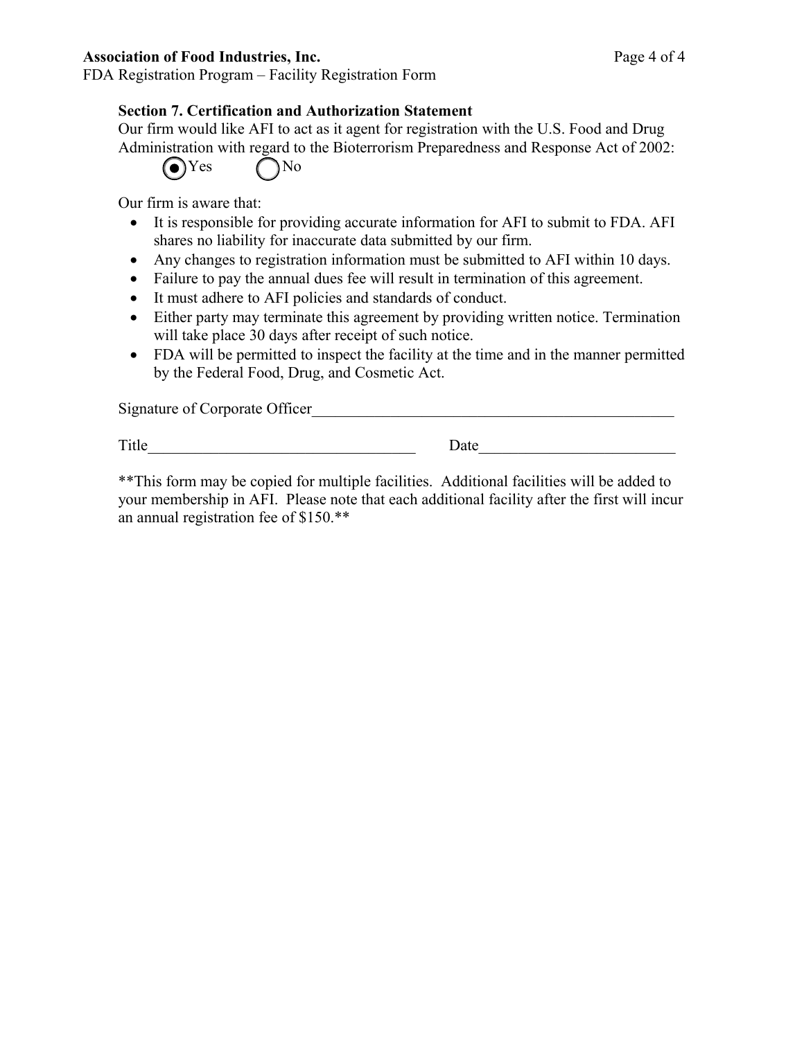### Section 7. Certification and Authorization Statement

Our firm would like AFI to act as it agent for registration with the U.S. Food and Drug Administration with regard to the Bioterrorism Preparedness and Response Act of 2002:

◉ Yes ◯ No

Our firm is aware that:

- It is responsible for providing accurate information for AFI to submit to FDA. AFI shares no liability for inaccurate data submitted by our firm.
- Any changes to registration information must be submitted to AFI within 10 days.
- Failure to pay the annual dues fee will result in termination of this agreement.
- It must adhere to AFI policies and standards of conduct.
- Either party may terminate this agreement by providing written notice. Termination will take place 30 days after receipt of such notice.
- FDA will be permitted to inspect the facility at the time and in the manner permitted by the Federal Food, Drug, and Cosmetic Act.

Signature of Corporate Officer________________________________________________

Title__________________________________ Date_________________________

**This form may be copied for multiple facilities. Additional facilities will be added to your membership in AFI. Please note that each additional facility after the first will incur an annual registration fee of $150.**